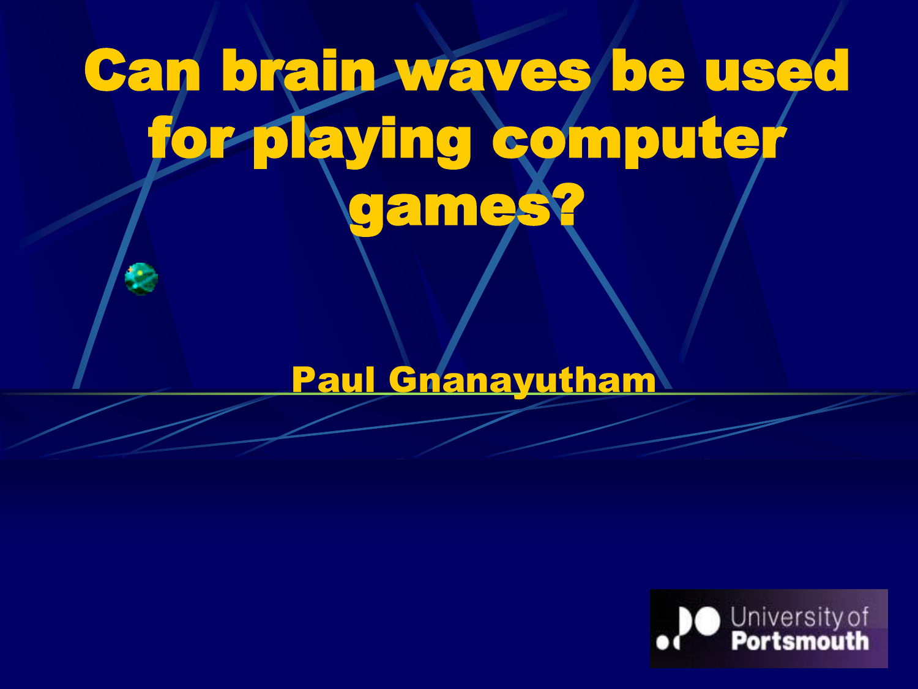# Can brain waves be used for playing computer games?

Paul Gnanayutham

University of Portsmouth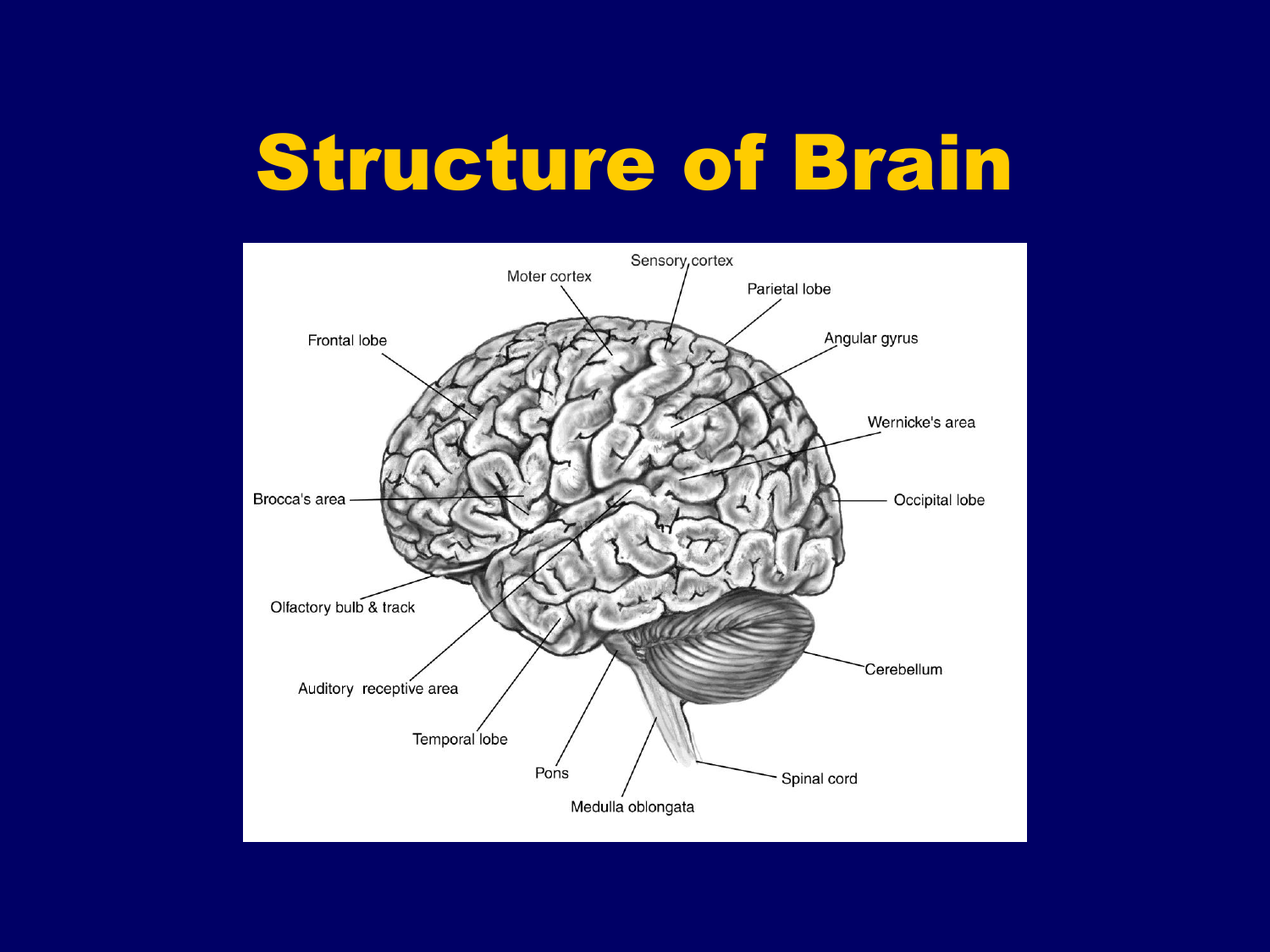# Structure of Brain

Frontal lobe

Moter cortex

Sensory cortex

Parietal lobe

Angular gyrus

Wernicke's area

Brocca's area

Occipital lobe

Olfactory bulb & track

Auditory receptive area

Temporal lobe

Pons

Medulla oblongata

Spinal cord

Cerebellum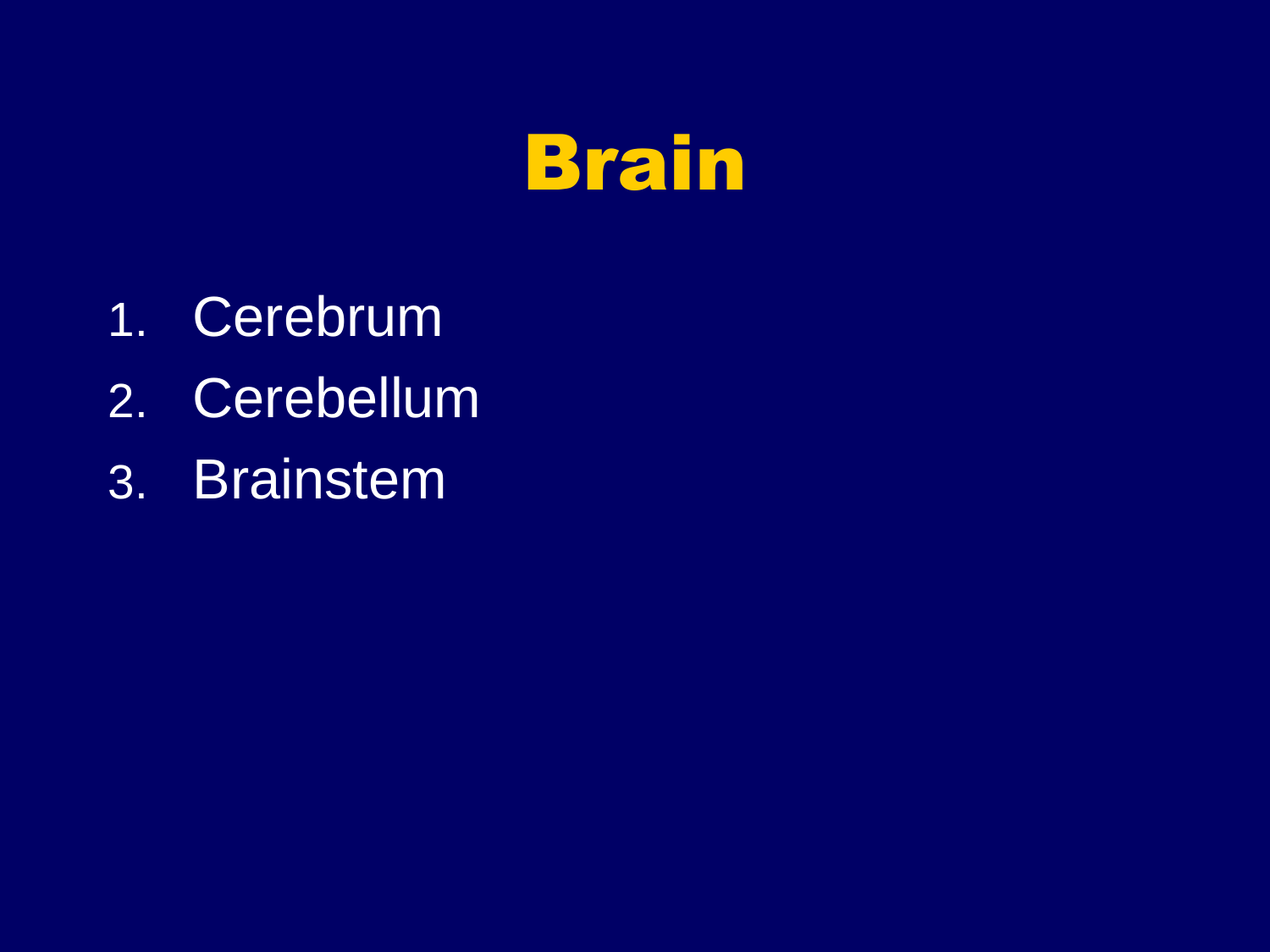# Brain

1. Cerebrum
2. Cerebellum
3. Brainstem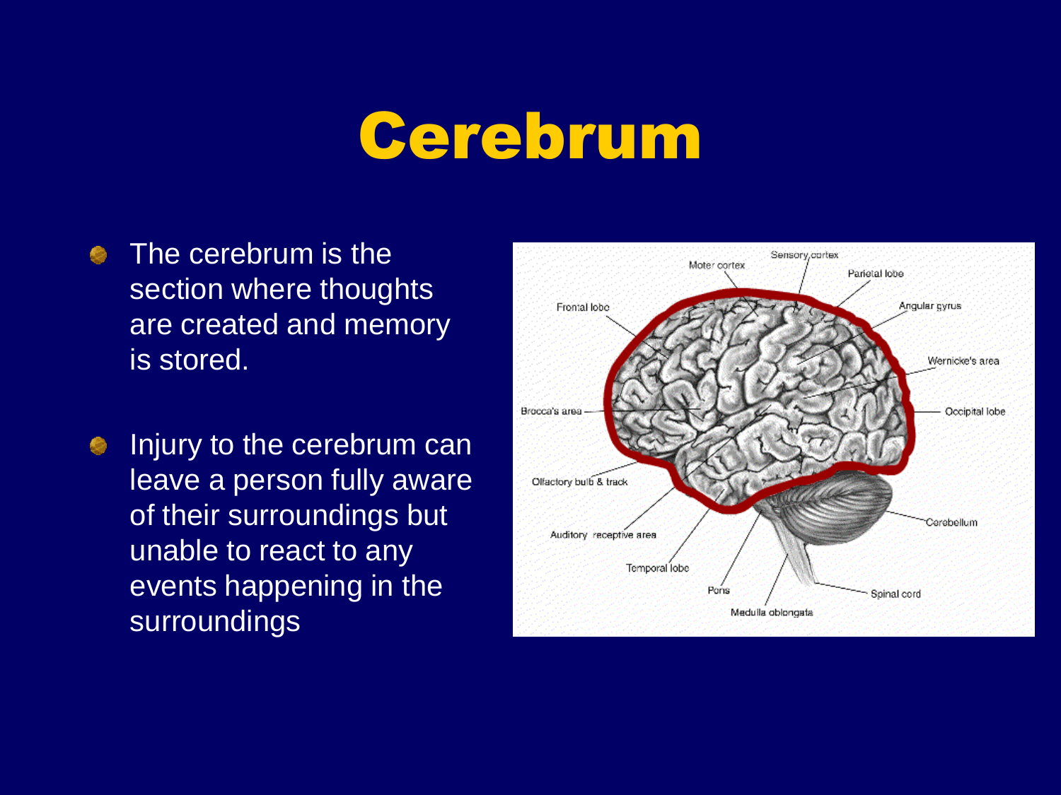# Cerebrum

- The cerebrum is the section where thoughts are created and memory is stored.
- Injury to the cerebrum can leave a person fully aware of their surroundings but unable to react to any events happening in the surroundings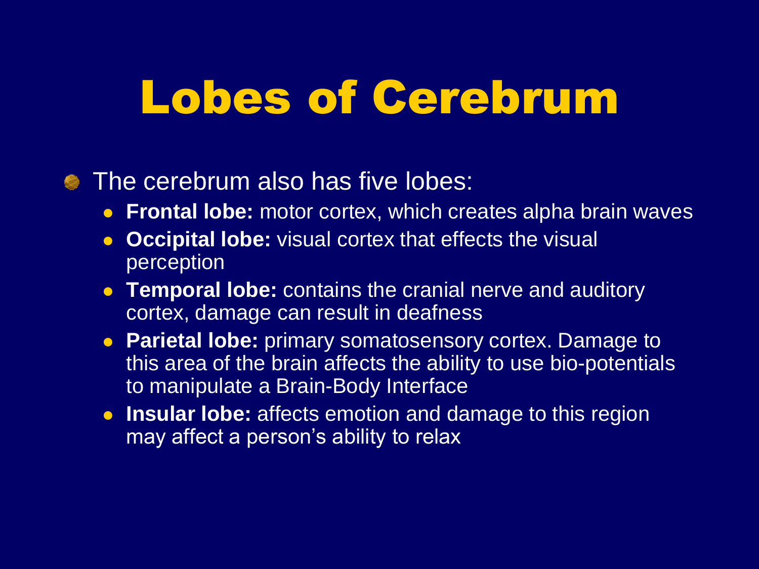# Lobes of Cerebrum

- The cerebrum also has five lobes:
  - **Frontal lobe:** motor cortex, which creates alpha brain waves
  - **Occipital lobe:** visual cortex that effects the visual perception
  - **Temporal lobe:** contains the cranial nerve and auditory cortex, damage can result in deafness
  - **Parietal lobe:** primary somatosensory cortex. Damage to this area of the brain affects the ability to use bio-potentials to manipulate a Brain-Body Interface
  - **Insular lobe:** affects emotion and damage to this region may affect a person's ability to relax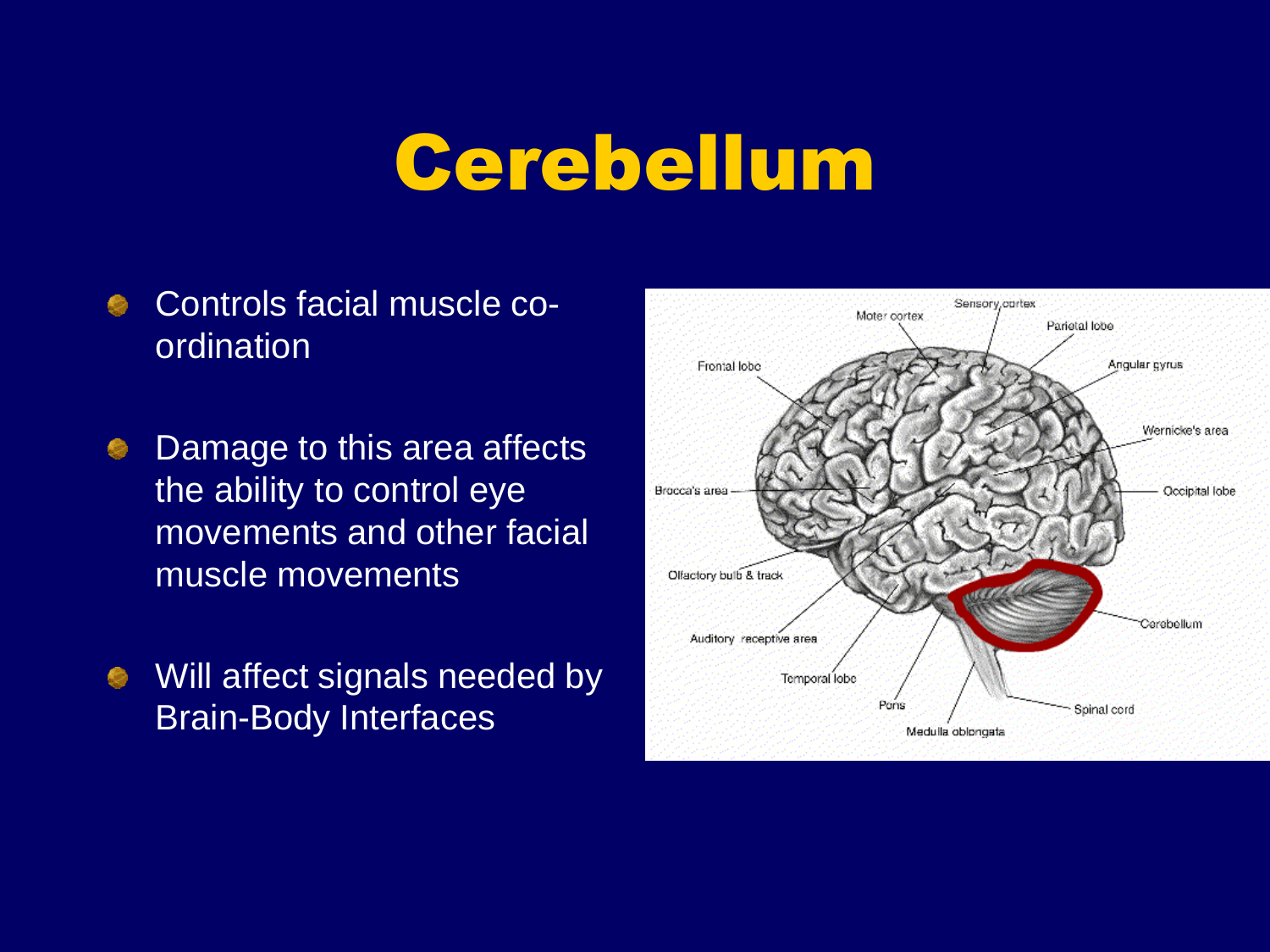# Cerebellum

- Controls facial muscle co-ordination
- Damage to this area affects the ability to control eye movements and other facial muscle movements
- Will affect signals needed by Brain-Body Interfaces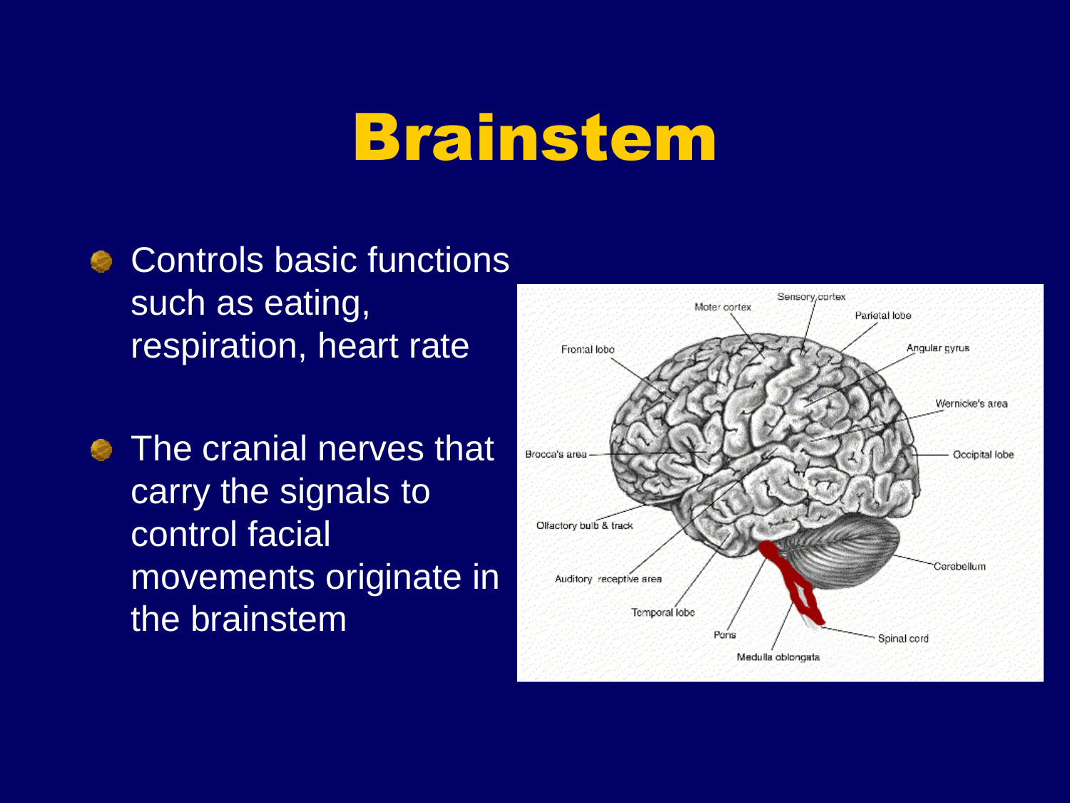# Brainstem

- Controls basic functions such as eating, respiration, heart rate
- The cranial nerves that carry the signals to control facial movements originate in the brainstem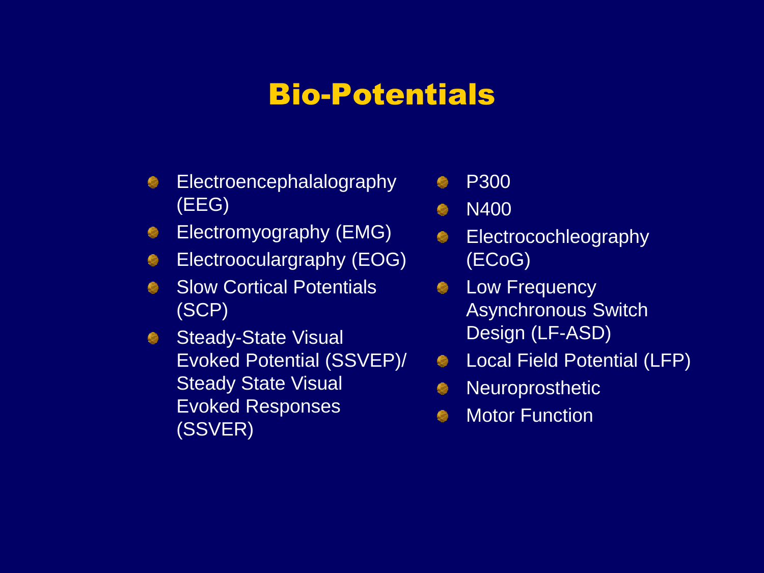# Bio-Potentials

- Electroencephalalography (EEG)
- Electromyography (EMG)
- Electrooculargraphy (EOG)
- Slow Cortical Potentials (SCP)
- Steady-State Visual Evoked Potential (SSVEP)/ Steady State Visual Evoked Responses (SSVER)
- P300
- N400
- Electrocochleography (ECoG)
- Low Frequency Asynchronous Switch Design (LF-ASD)
- Local Field Potential (LFP)
- Neuroprosthetic
- Motor Function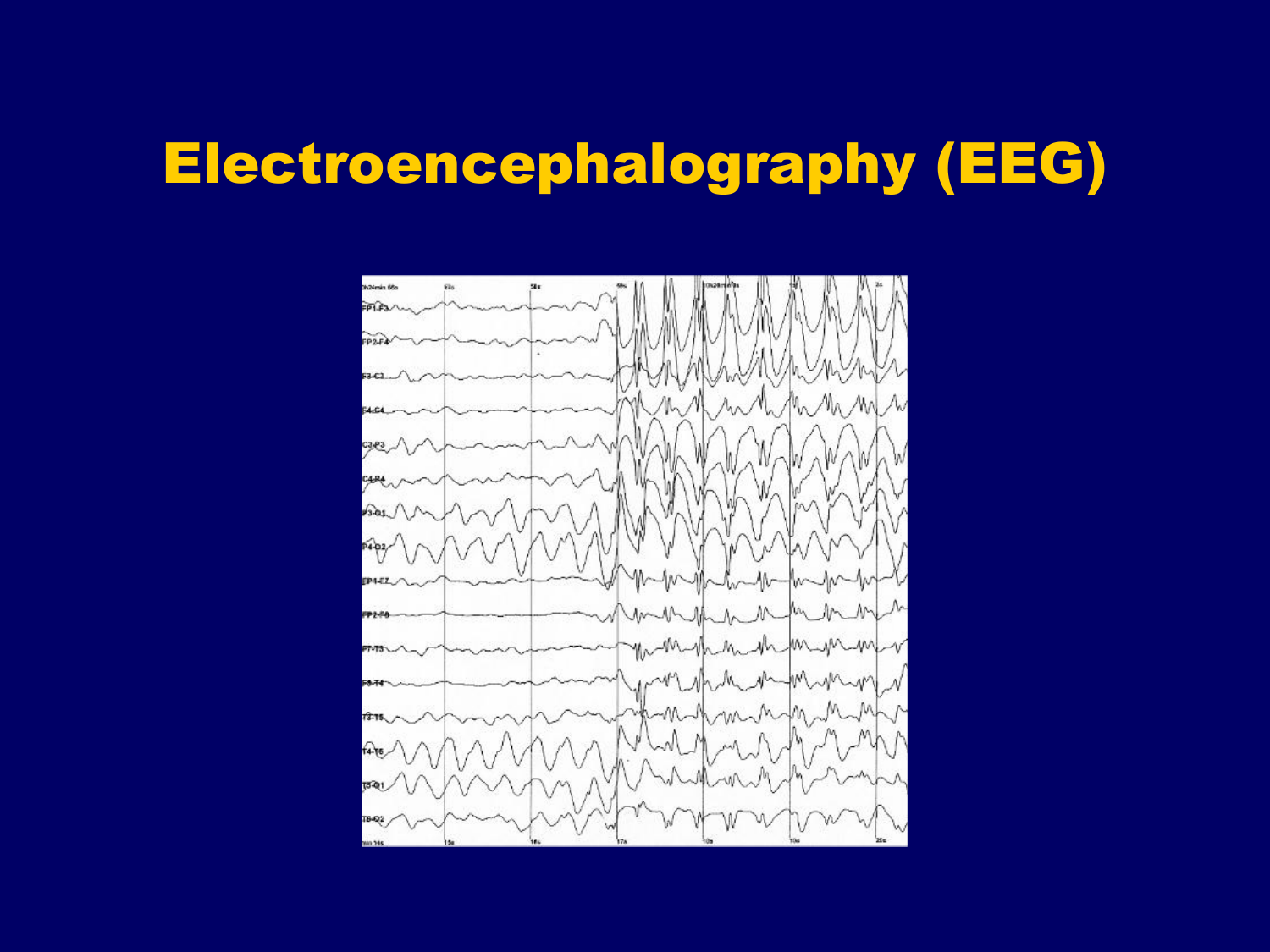# Electroencephalography (EEG)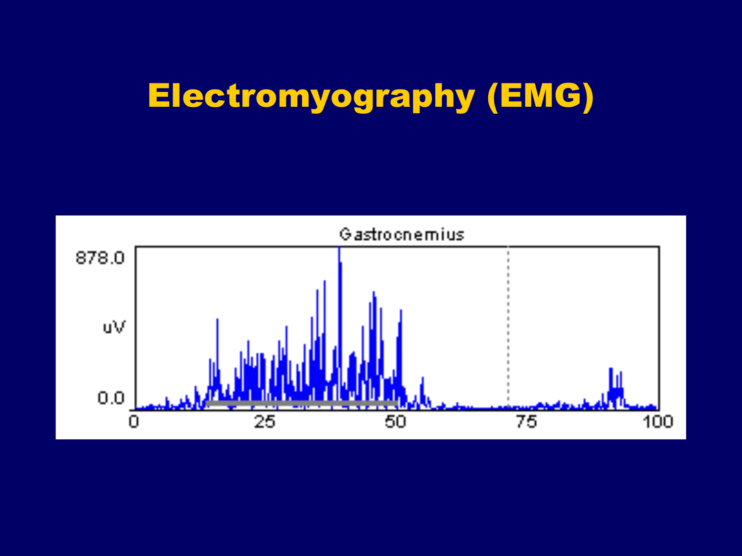# Electromyography (EMG)

Gastrocnemius

878.0

uV

0.0

0 25 50 75 100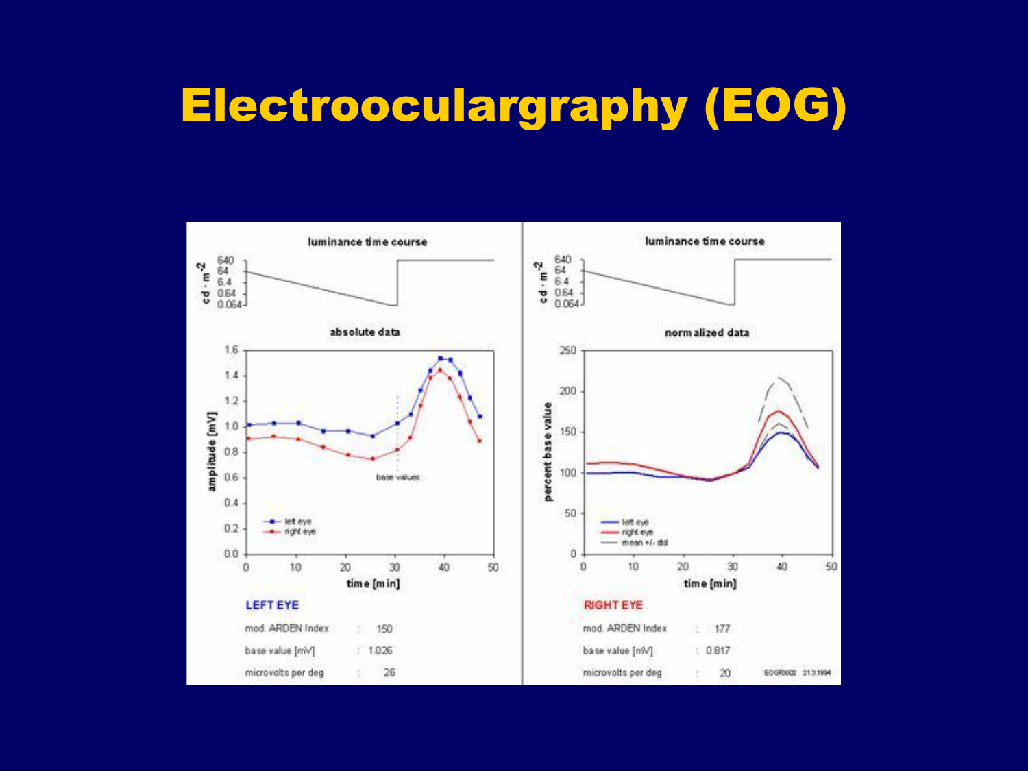# Electroocularography (EOG)

**LEFT EYE**

mod. ARDEN Index : 150

base value [mV] : 1.026

microvolts per deg : 26

**RIGHT EYE**

mod. ARDEN Index : 177

base value [mV] : 0.817

microvolts per deg : 20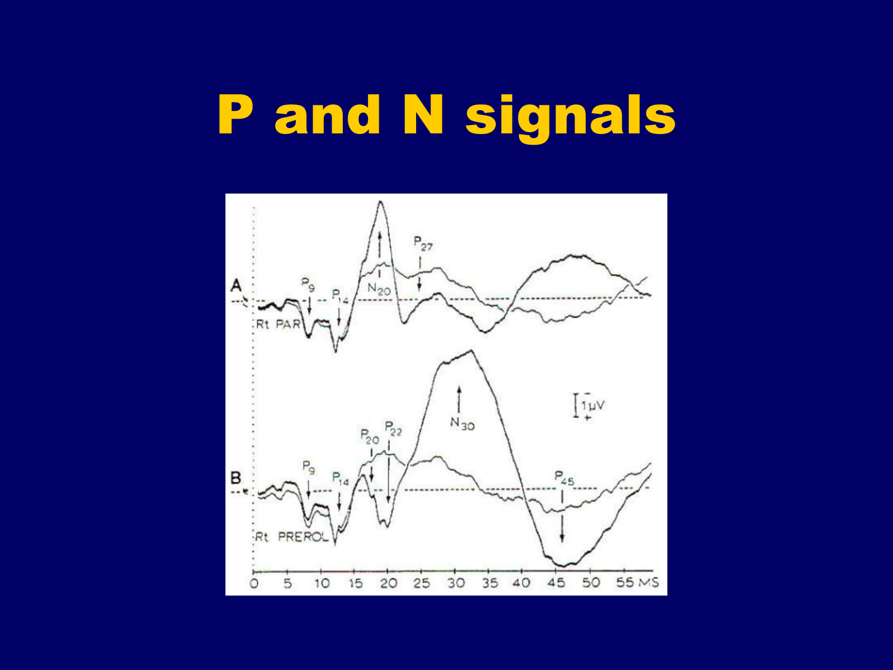# P and N signals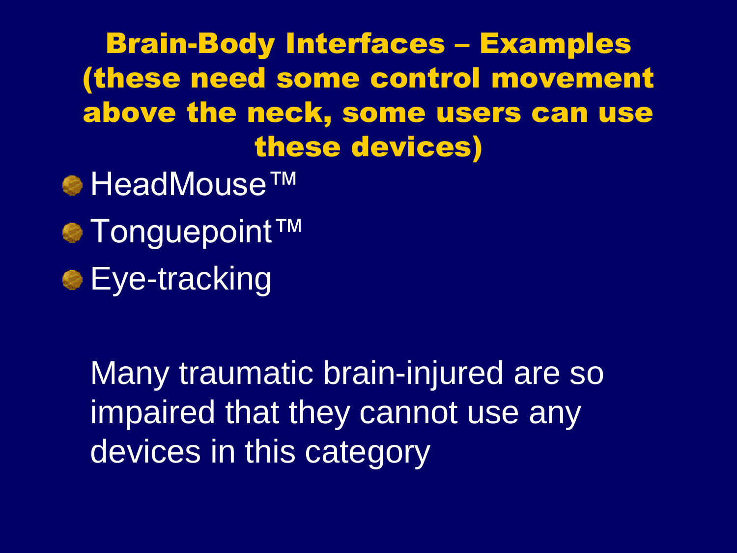# Brain-Body Interfaces – Examples (these need some control movement above the neck, some users can use these devices)

- HeadMouse™
- Tonguepoint™
- Eye-tracking

Many traumatic brain-injured are so impaired that they cannot use any devices in this category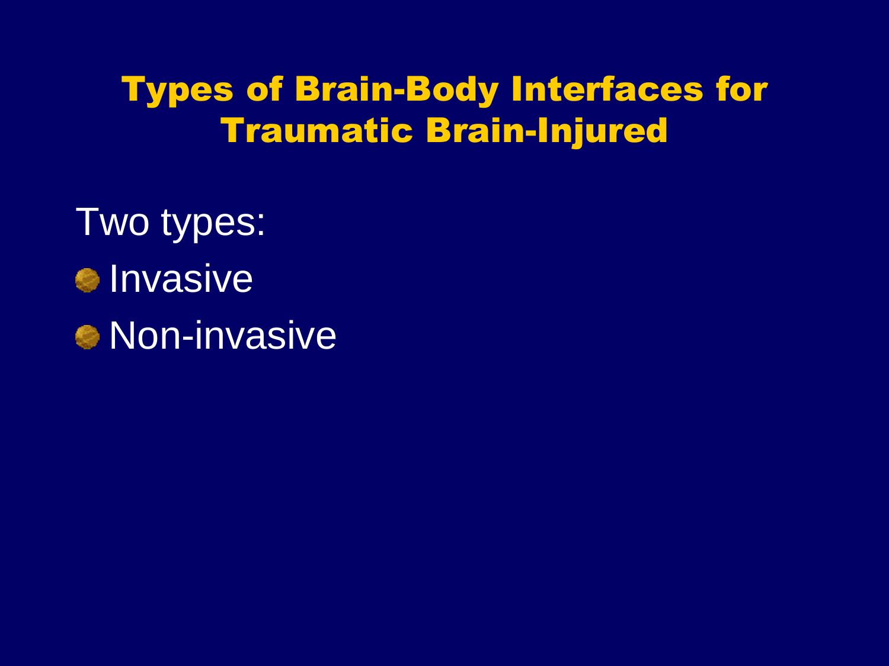# Types of Brain-Body Interfaces for Traumatic Brain-Injured

Two types:

- Invasive
- Non-invasive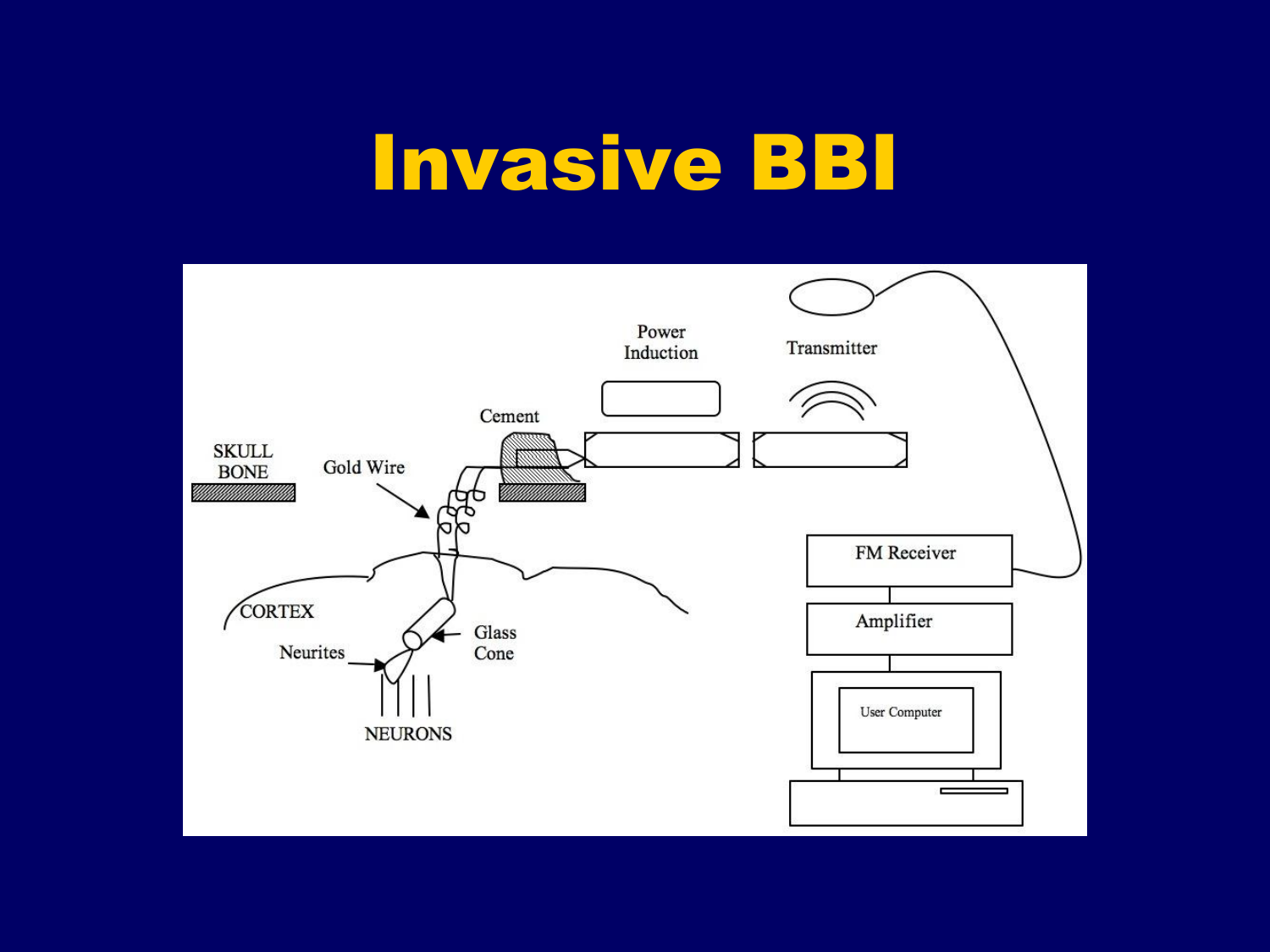# Invasive BBI

SKULL BONE

Gold Wire

Cement

Power Induction

Transmitter

CORTEX

Glass Cone

Neurites

NEURONS

FM Receiver

Amplifier

User Computer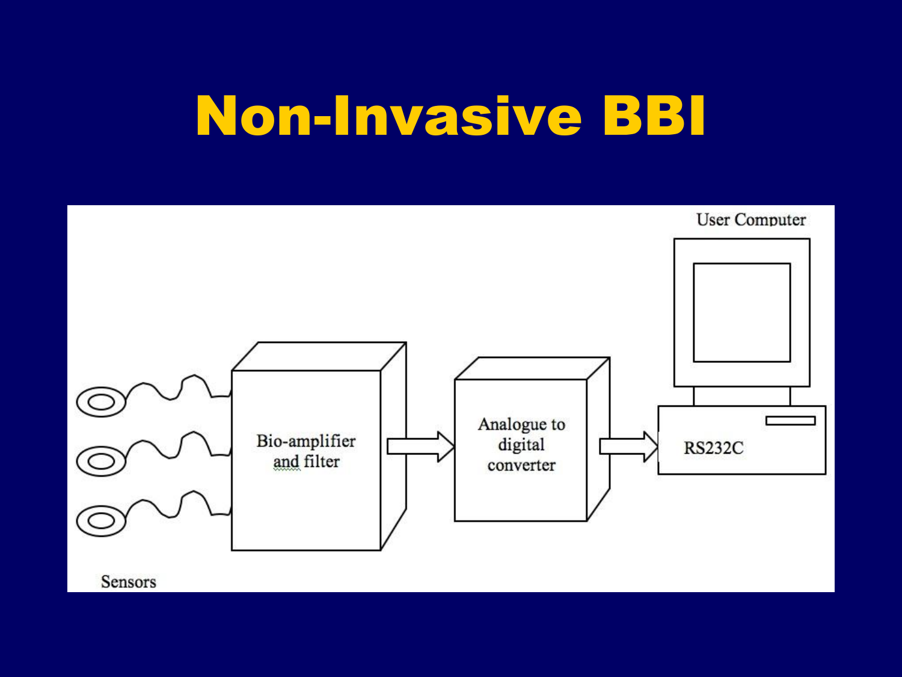# Non-Invasive BBI

User Computer

Sensors

Bio-amplifier and filter

Analogue to digital converter

RS232C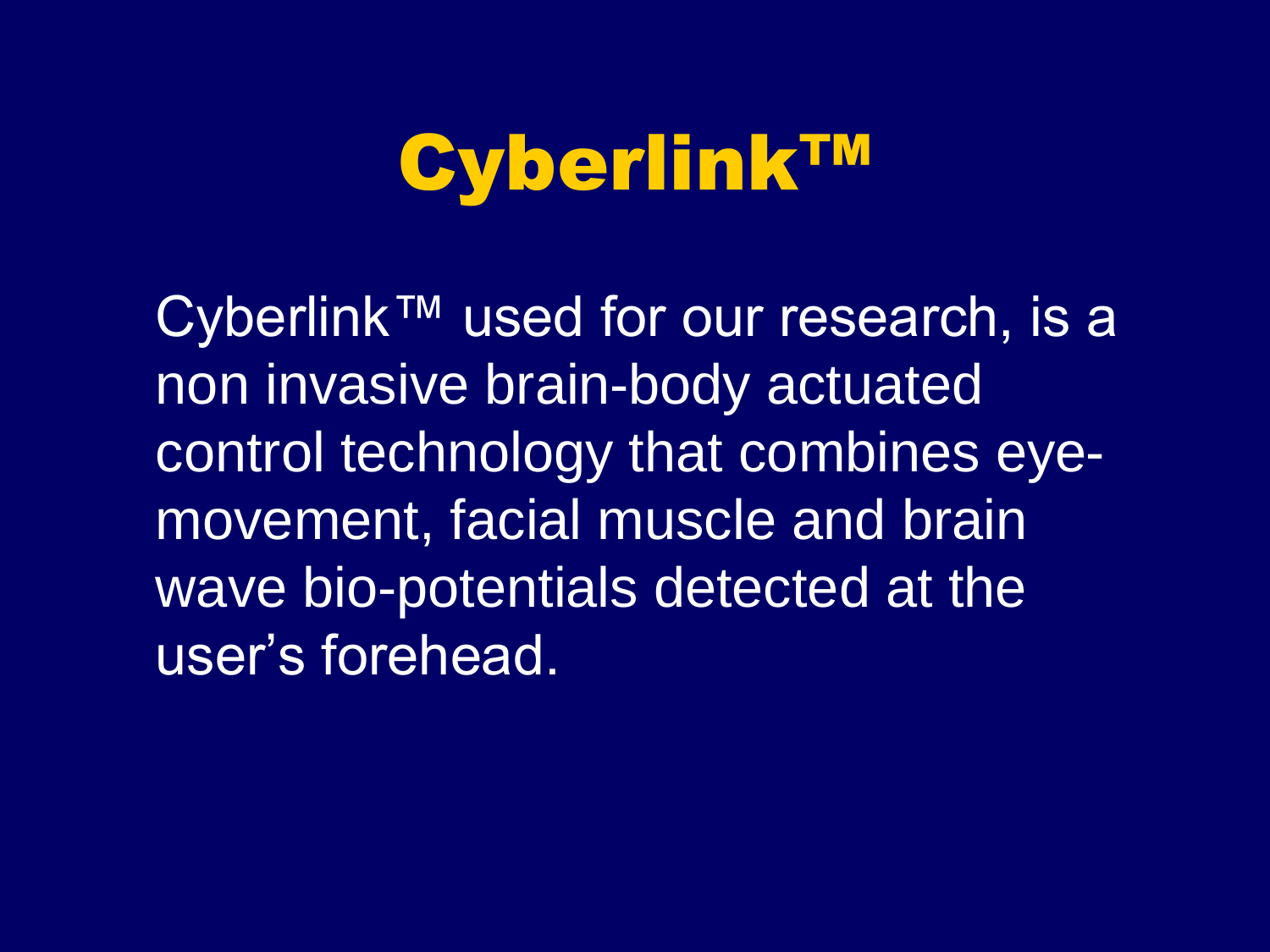# Cyberlink™

Cyberlink™ used for our research, is a non invasive brain-body actuated control technology that combines eye-movement, facial muscle and brain wave bio-potentials detected at the user's forehead.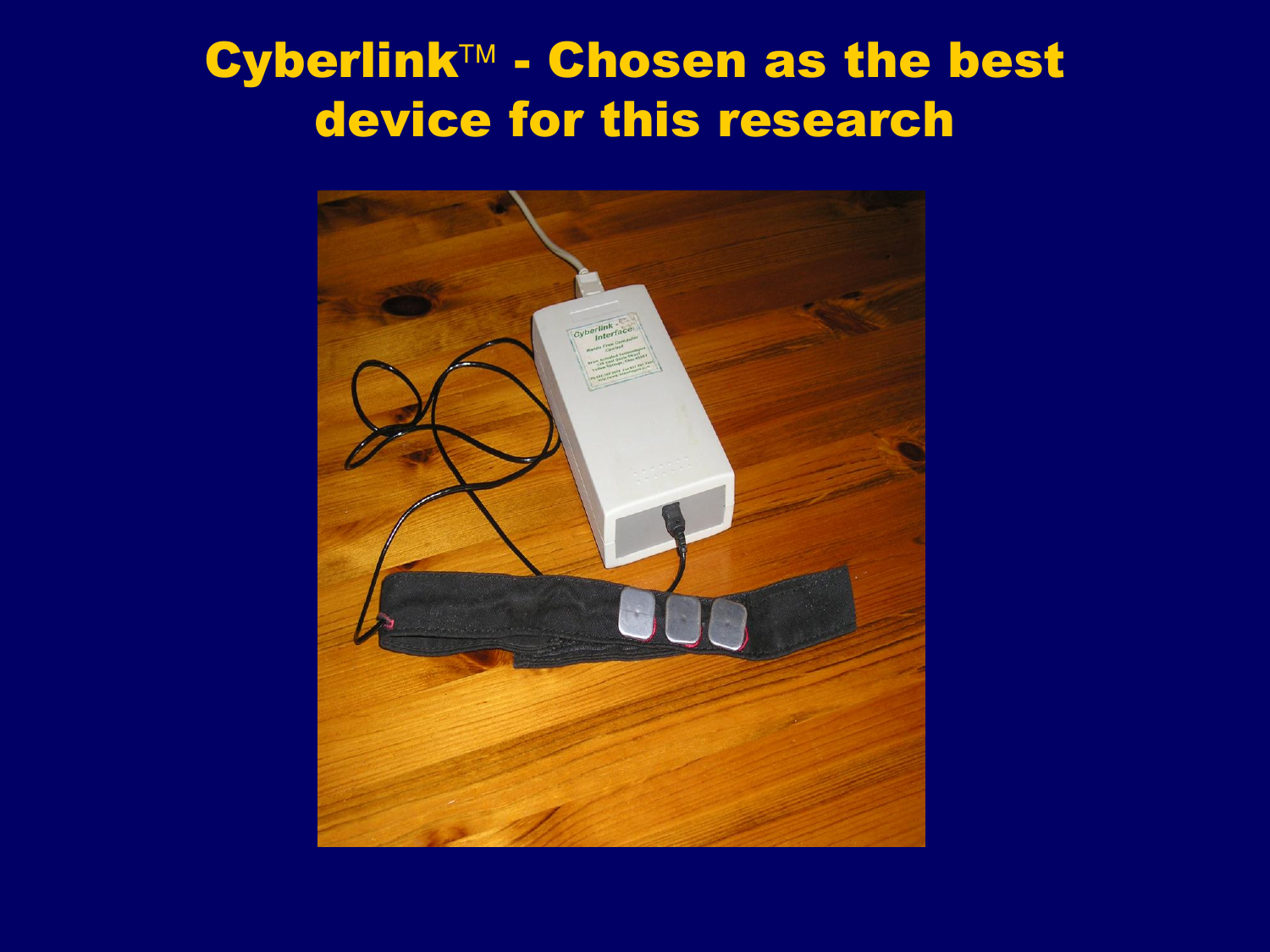# Cyberlink™ - Chosen as the best device for this research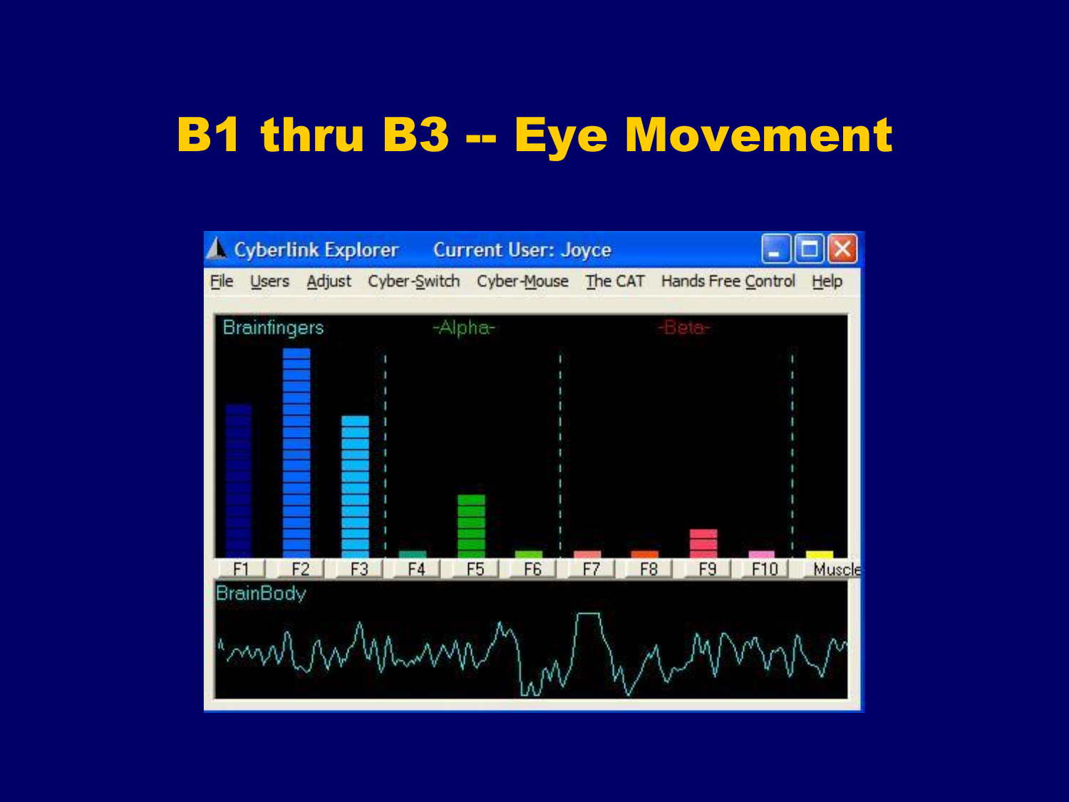# B1 thru B3 -- Eye Movement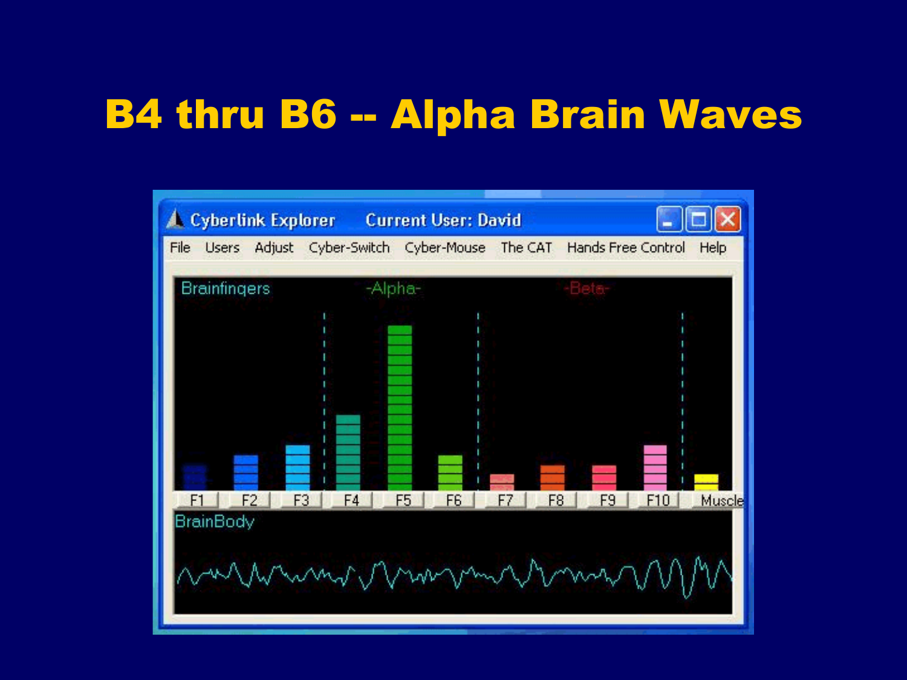# B4 thru B6 -- Alpha Brain Waves

Cyberlink Explorer Current User: David

File Users Adjust Cyber-Switch Cyber-Mouse The CAT Hands Free Control Help

Brainfingers -Alpha- -Beta-

F1 F2 F3 F4 F5 F6 F7 F8 F9 F10 Muscle

BrainBody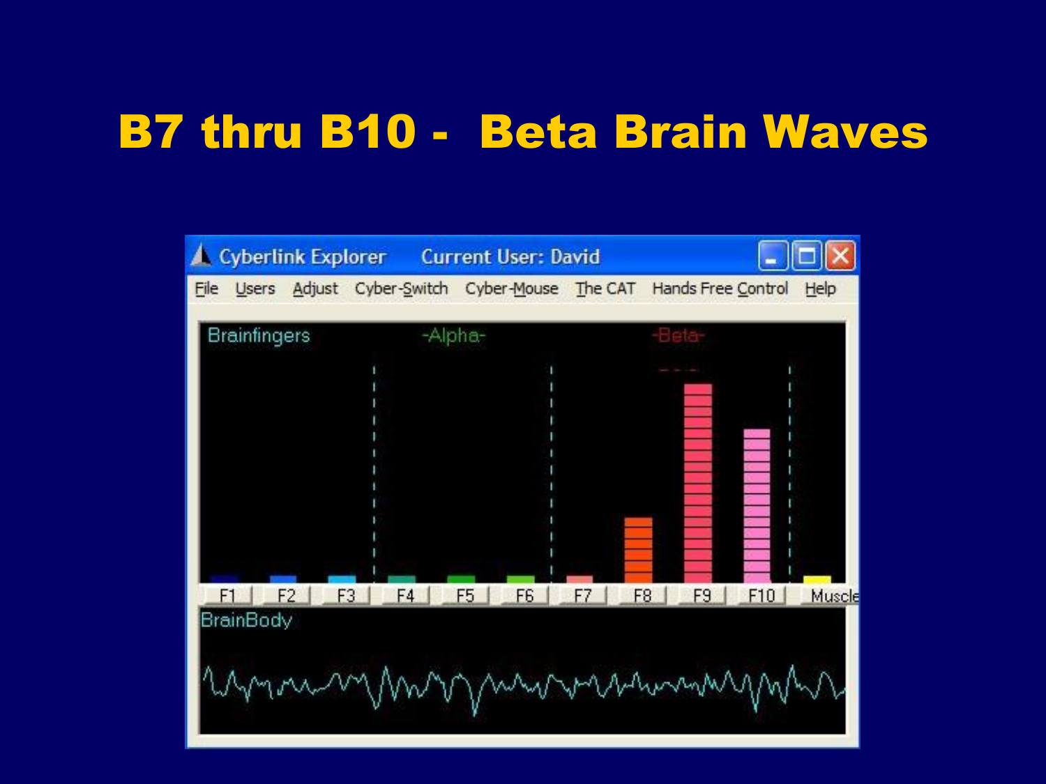# B7 thru B10 - Beta Brain Waves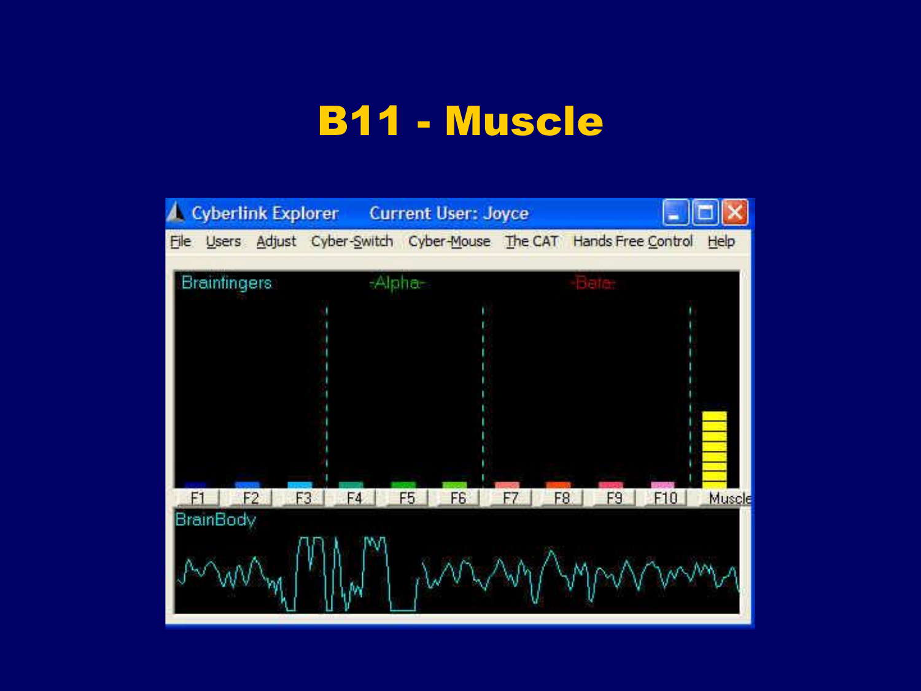# B11 - Muscle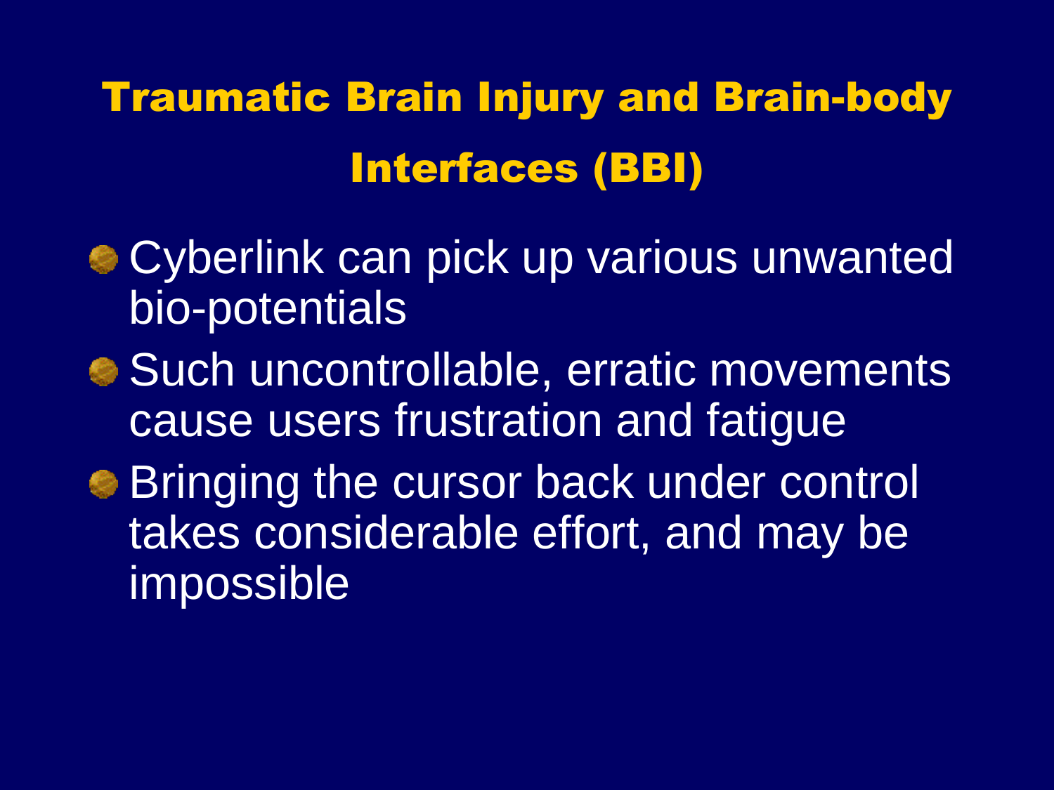# Traumatic Brain Injury and Brain-body Interfaces (BBI)

- Cyberlink can pick up various unwanted bio-potentials
- Such uncontrollable, erratic movements cause users frustration and fatigue
- Bringing the cursor back under control takes considerable effort, and may be impossible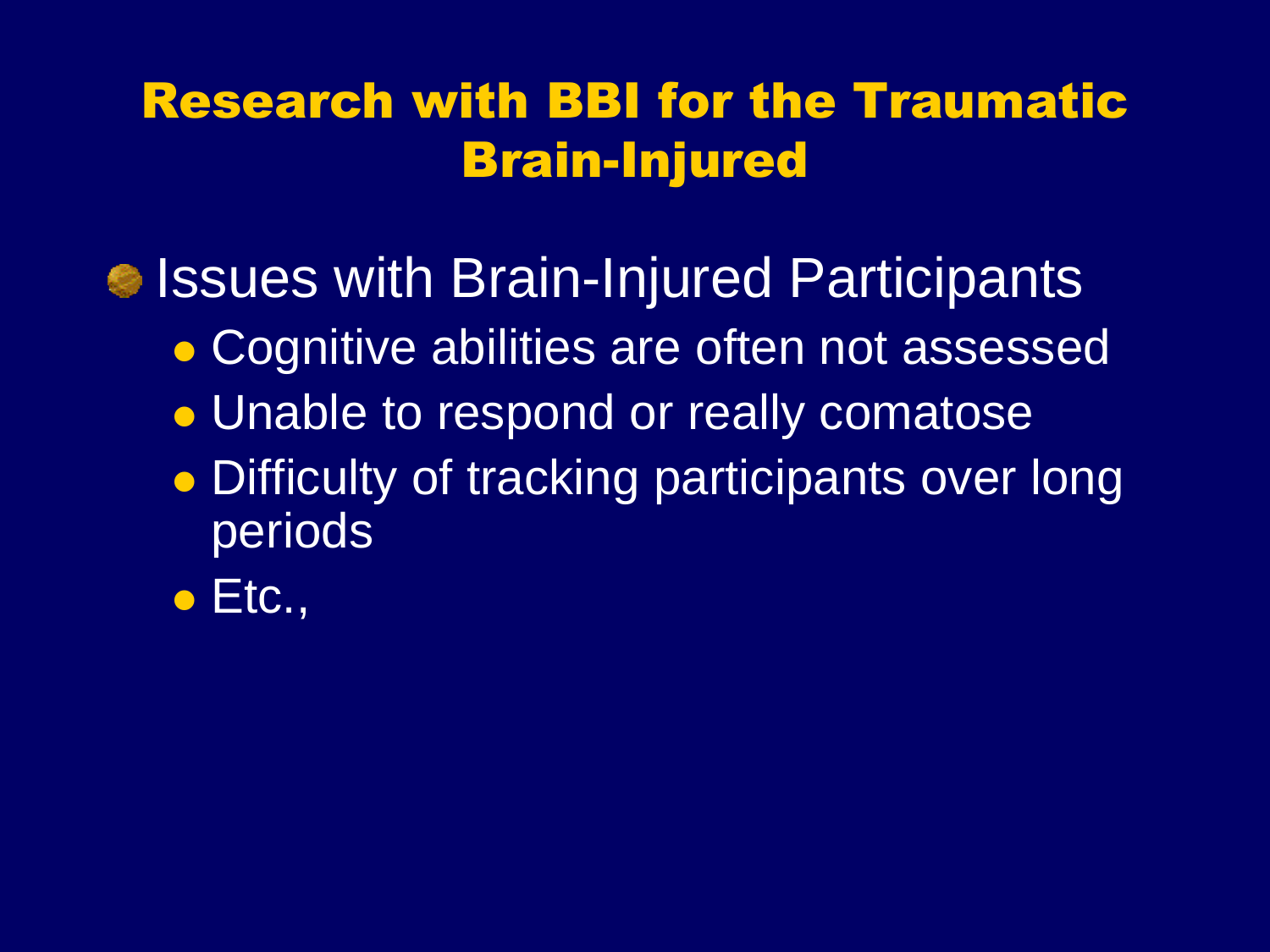# Research with BBI for the Traumatic Brain-Injured

- Issues with Brain-Injured Participants
  - Cognitive abilities are often not assessed
  - Unable to respond or really comatose
  - Difficulty of tracking participants over long periods
  - Etc.,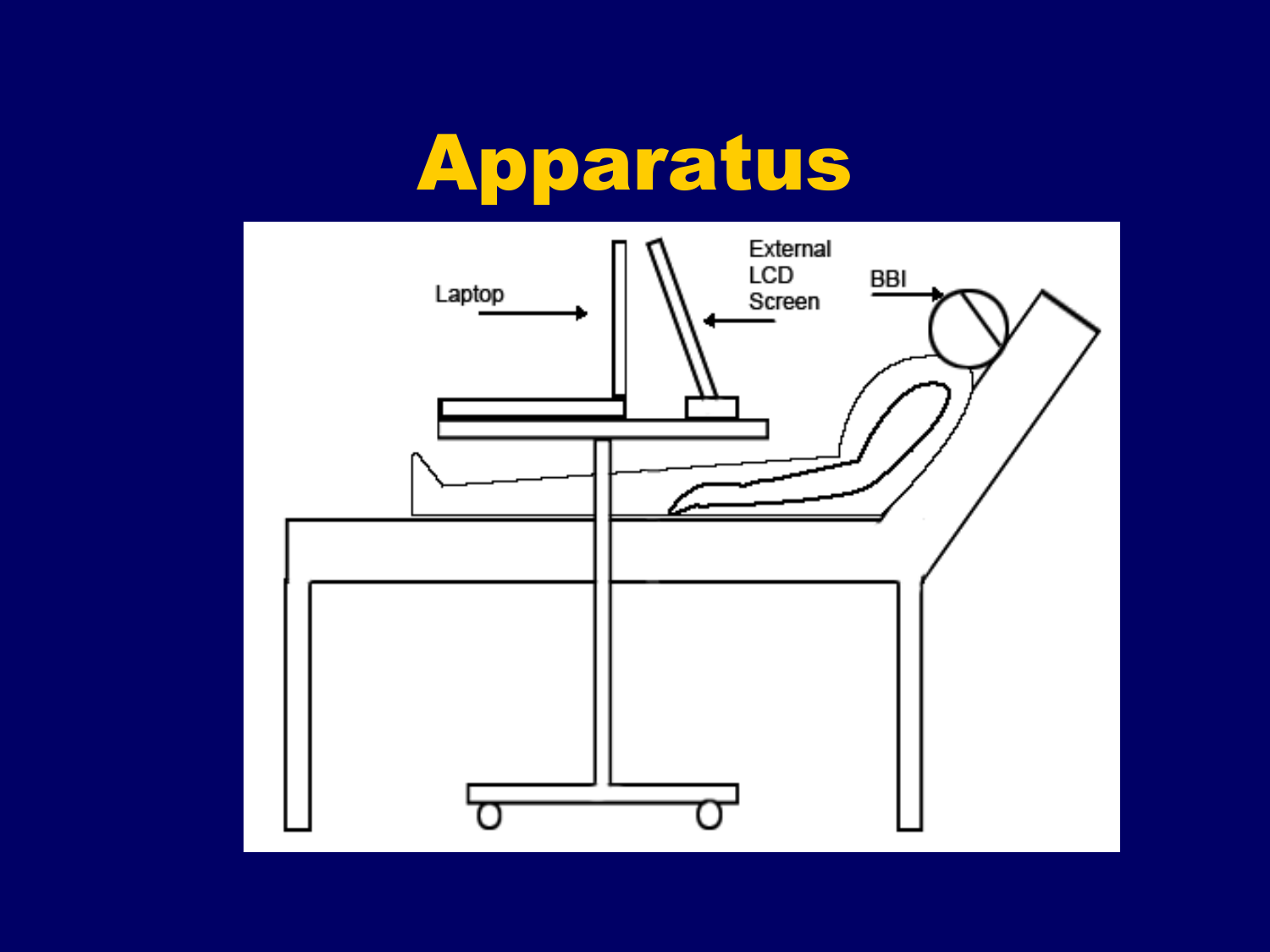# Apparatus

Laptop

External LCD Screen

BBI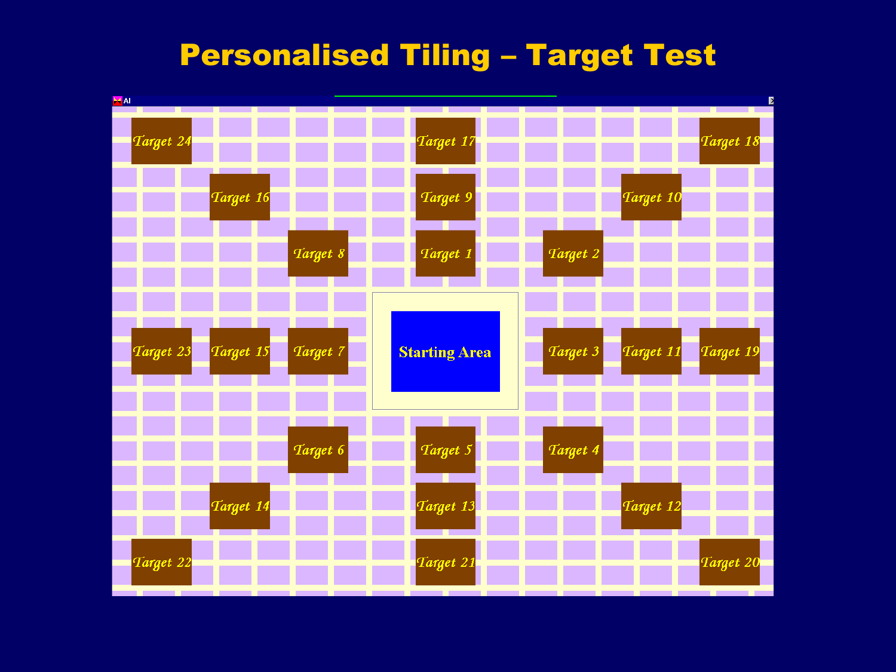# Personalised Tiling – Target Test

AI

Target 24 Target 17 Target 18

Target 16 Target 9 Target 10

Target 8 Target 1 Target 2

Target 23 Target 15 Target 7 Starting Area Target 3 Target 11 Target 19

Target 6 Target 5 Target 4

Target 14 Target 13 Target 12

Target 22 Target 21 Target 20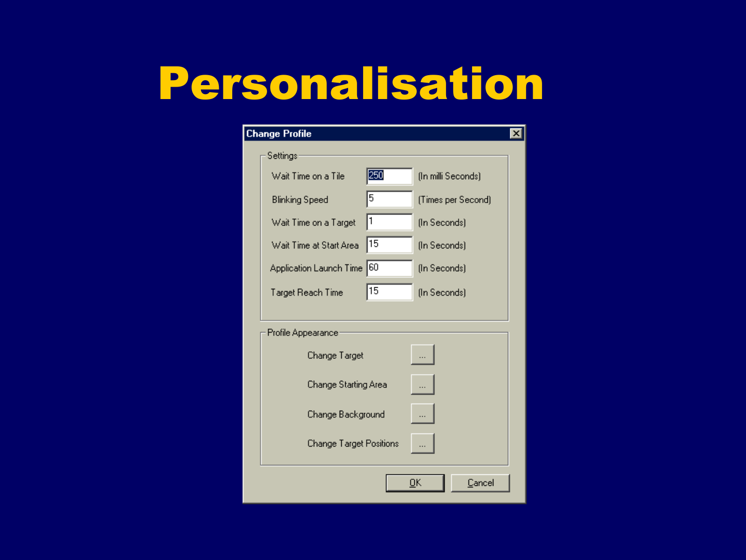# Personalisation

**Change Profile**

Settings

| Setting | Value | Unit |
| --- | --- | --- |
| Wait Time on a Tile | 250 | (In milli Seconds) |
| Blinking Speed | 5 | (Times per Second) |
| Wait Time on a Target | 1 | (In Seconds) |
| Wait Time at Start Area | 15 | (In Seconds) |
| Application Launch Time | 60 | (In Seconds) |
| Target Reach Time | 15 | (In Seconds) |

Profile Appearance

- Change Target ...
- Change Starting Area ...
- Change Background ...
- Change Target Positions ...

OK Cancel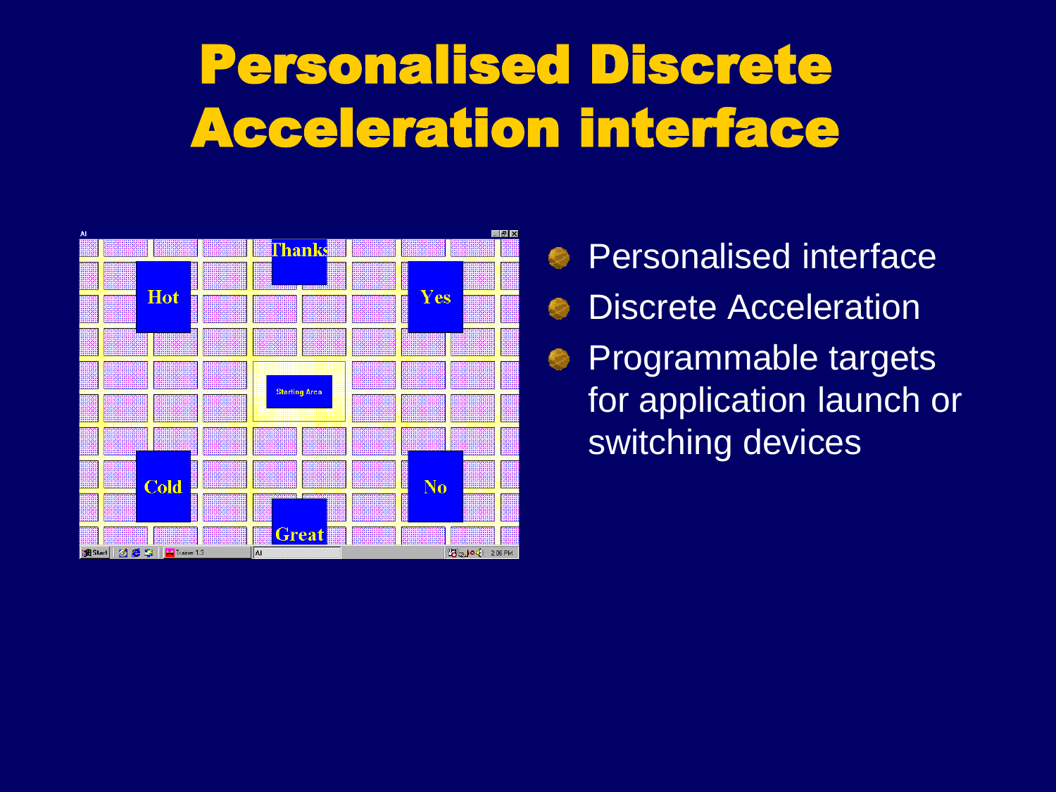# Personalised Discrete Acceleration interface

- Personalised interface
- Discrete Acceleration
- Programmable targets for application launch or switching devices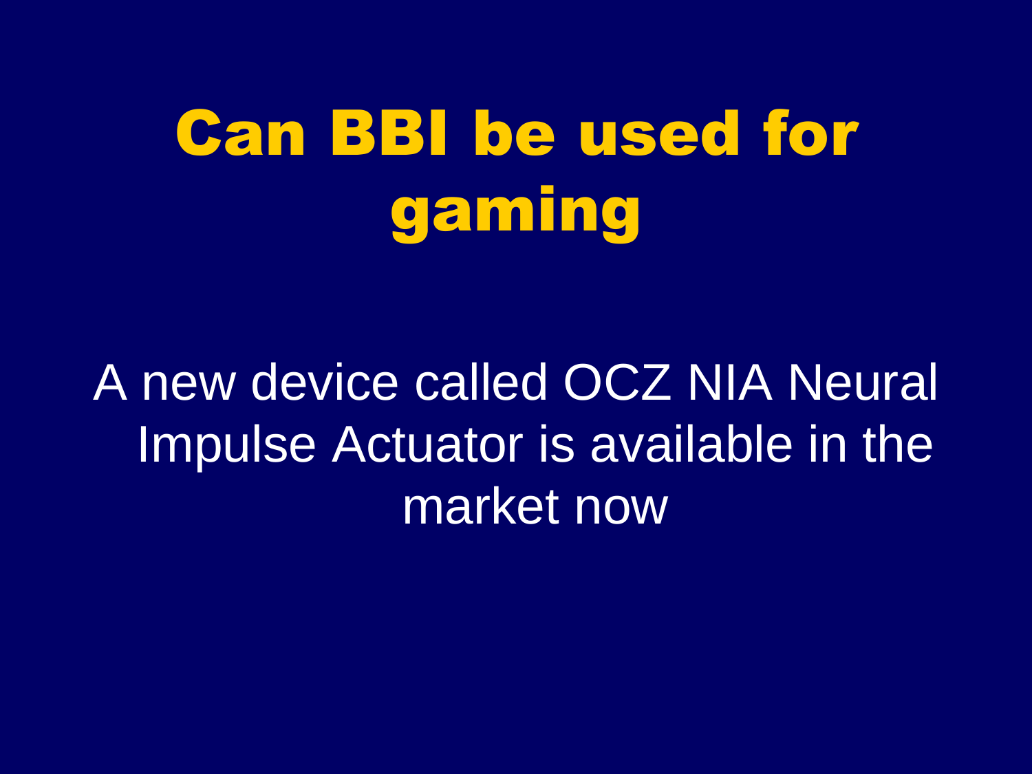# Can BBI be used for gaming

A new device called OCZ NIA Neural Impulse Actuator is available in the market now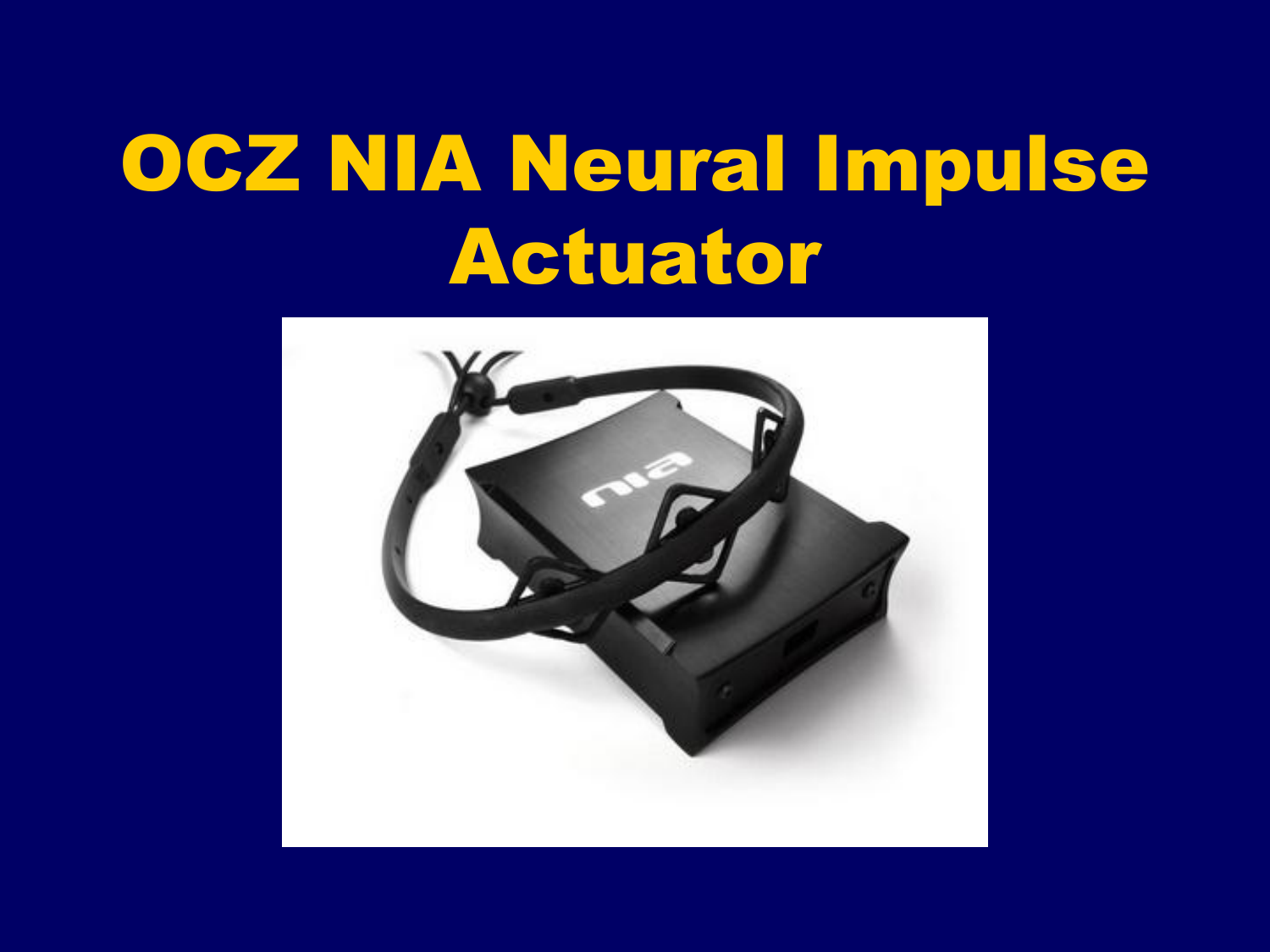# OCZ NIA Neural Impulse Actuator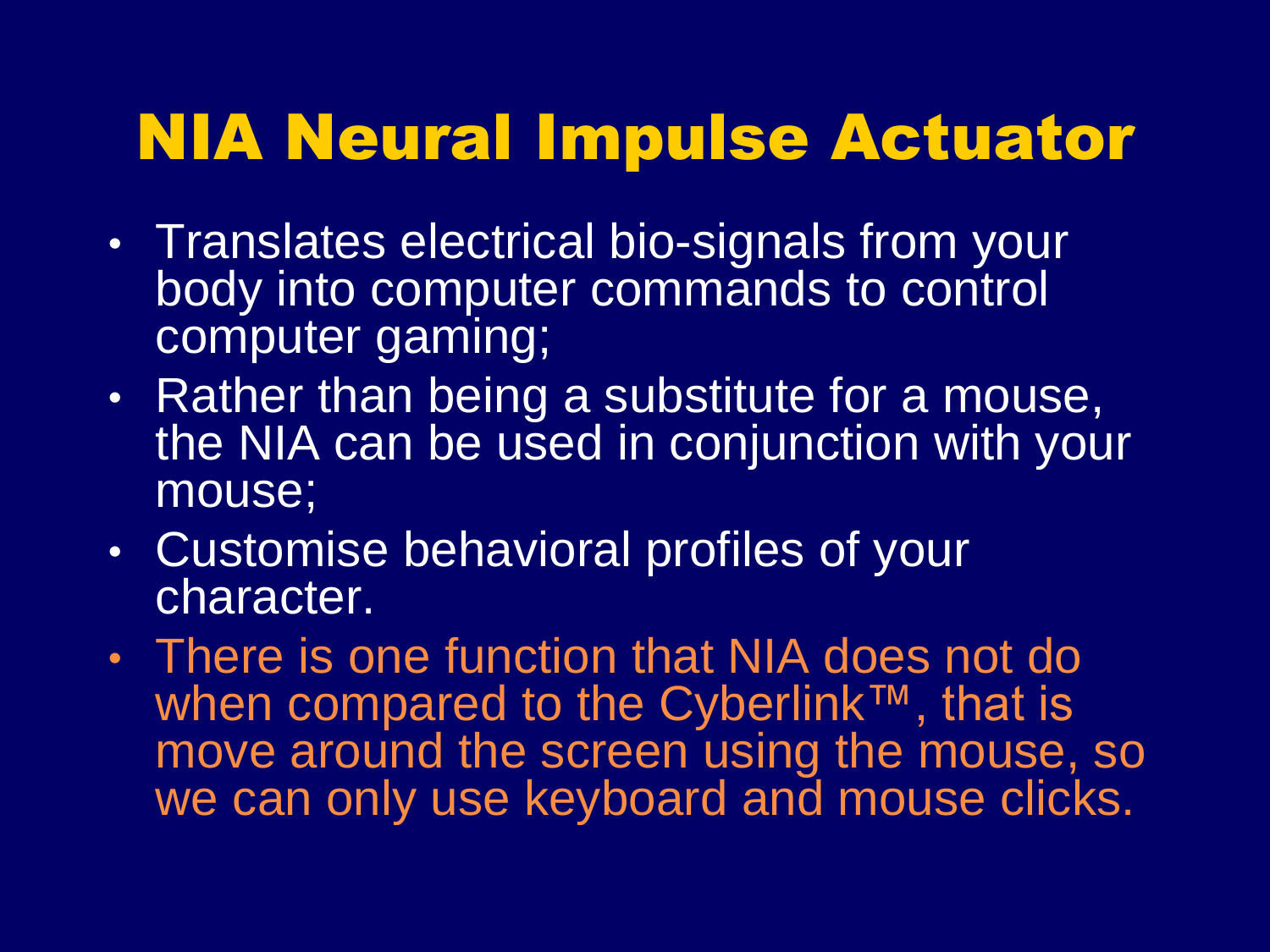# NIA Neural Impulse Actuator

- Translates electrical bio-signals from your body into computer commands to control computer gaming;
- Rather than being a substitute for a mouse, the NIA can be used in conjunction with your mouse;
- Customise behavioral profiles of your character.
- There is one function that NIA does not do when compared to the Cyberlink™, that is move around the screen using the mouse, so we can only use keyboard and mouse clicks.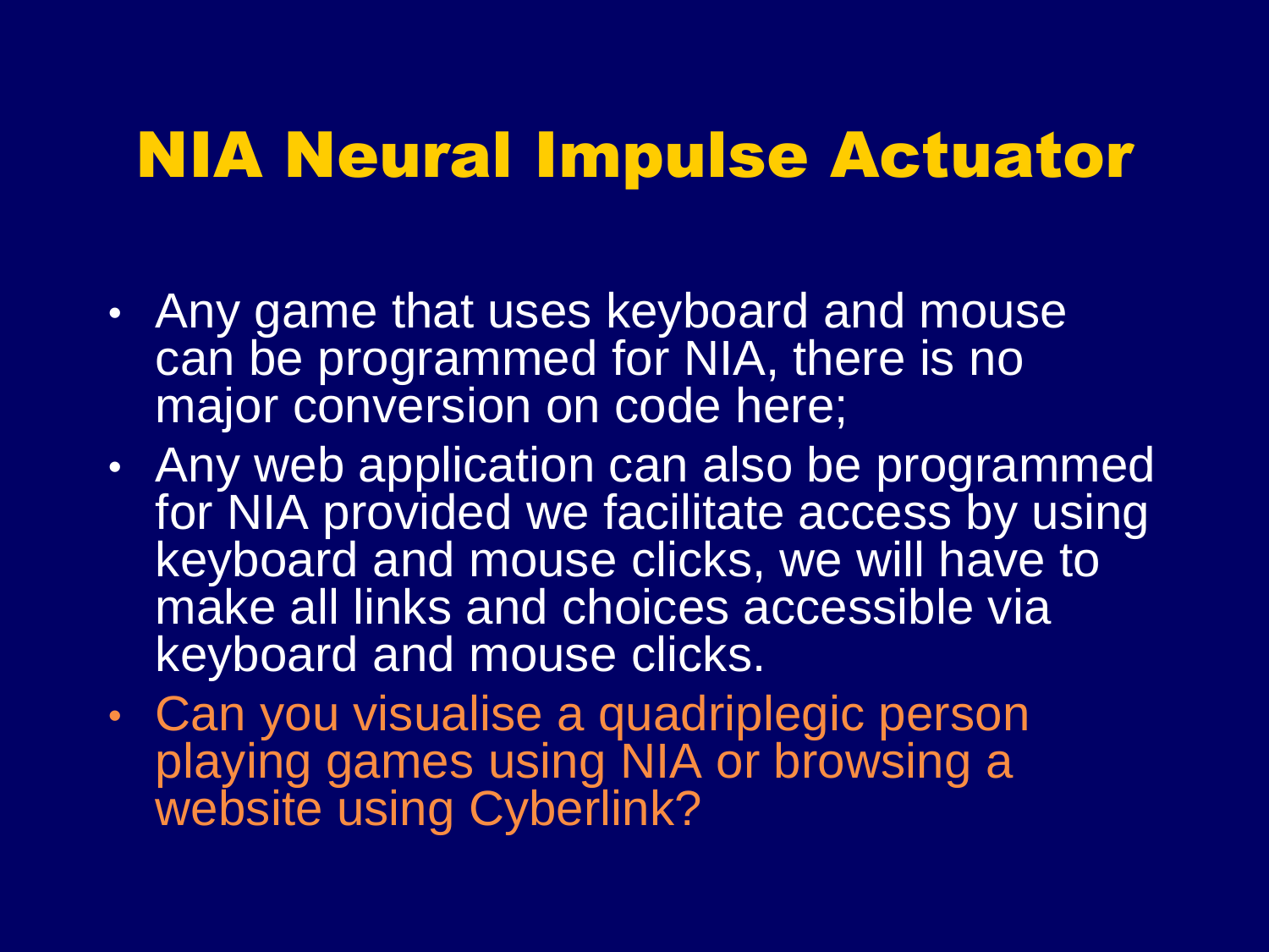# NIA Neural Impulse Actuator

- Any game that uses keyboard and mouse can be programmed for NIA, there is no major conversion on code here;
- Any web application can also be programmed for NIA provided we facilitate access by using keyboard and mouse clicks, we will have to make all links and choices accessible via keyboard and mouse clicks.
- Can you visualise a quadriplegic person playing games using NIA or browsing a website using Cyberlink?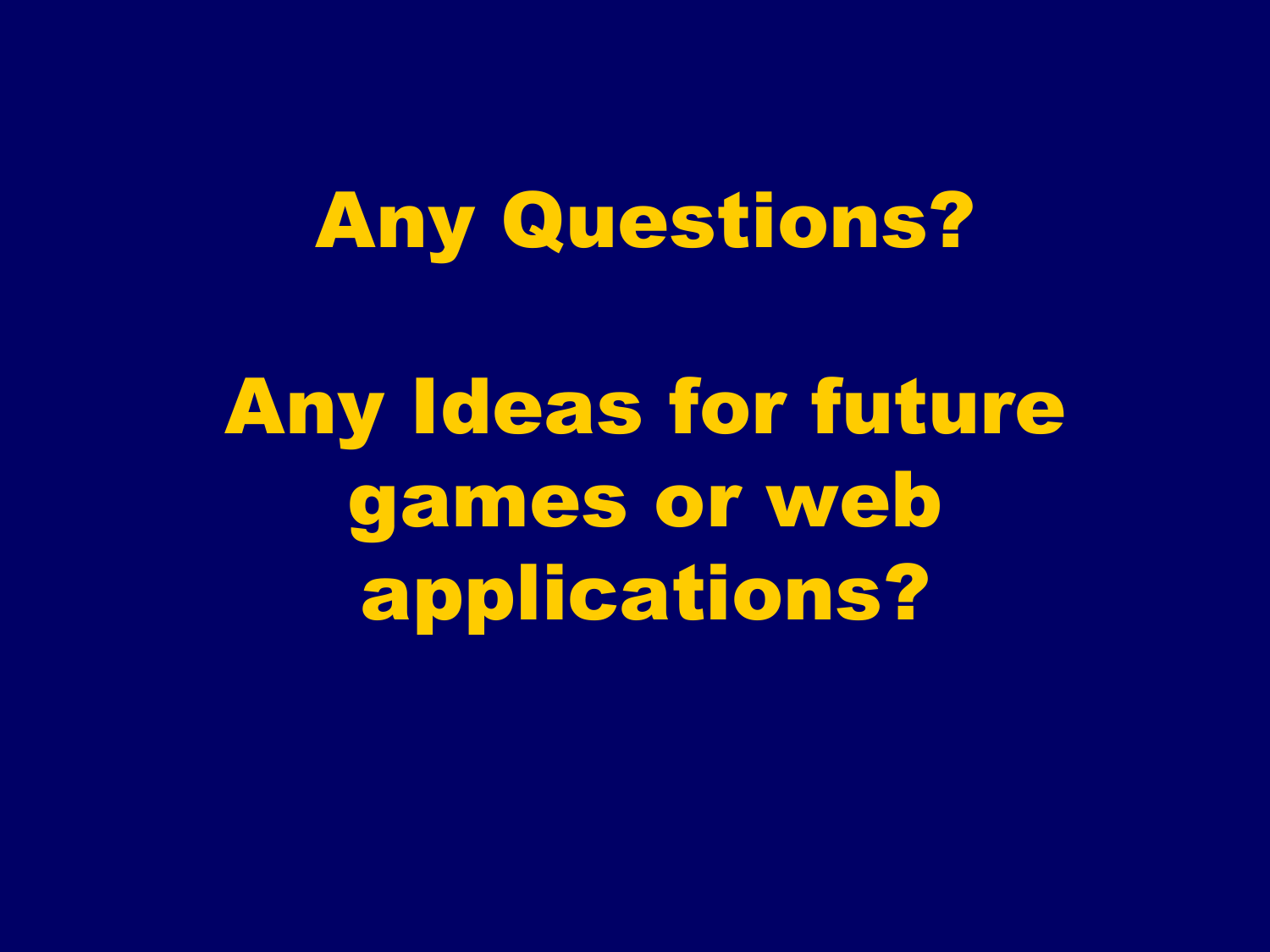# Any Questions?

# Any Ideas for future games or web applications?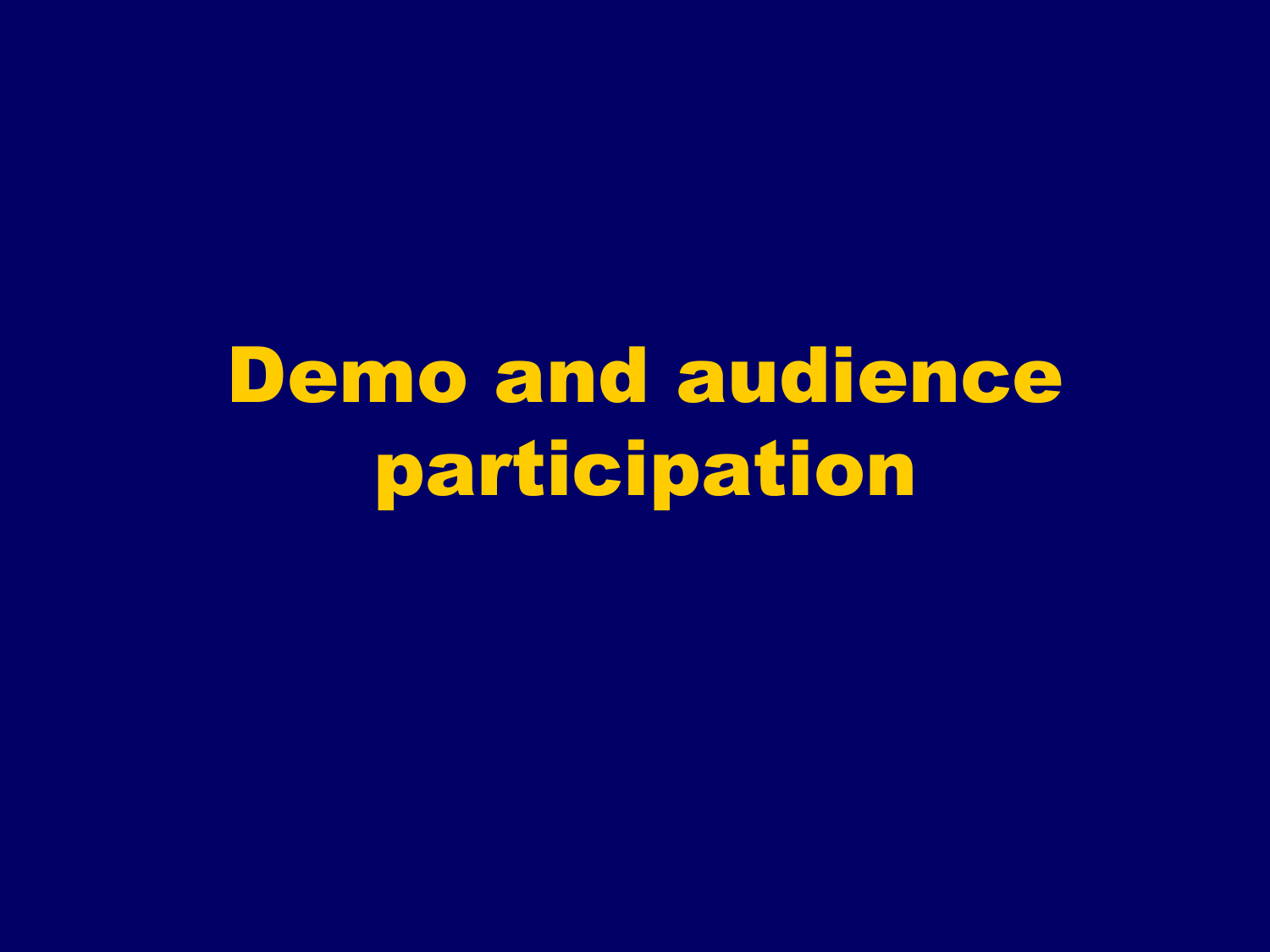# Demo and audience participation